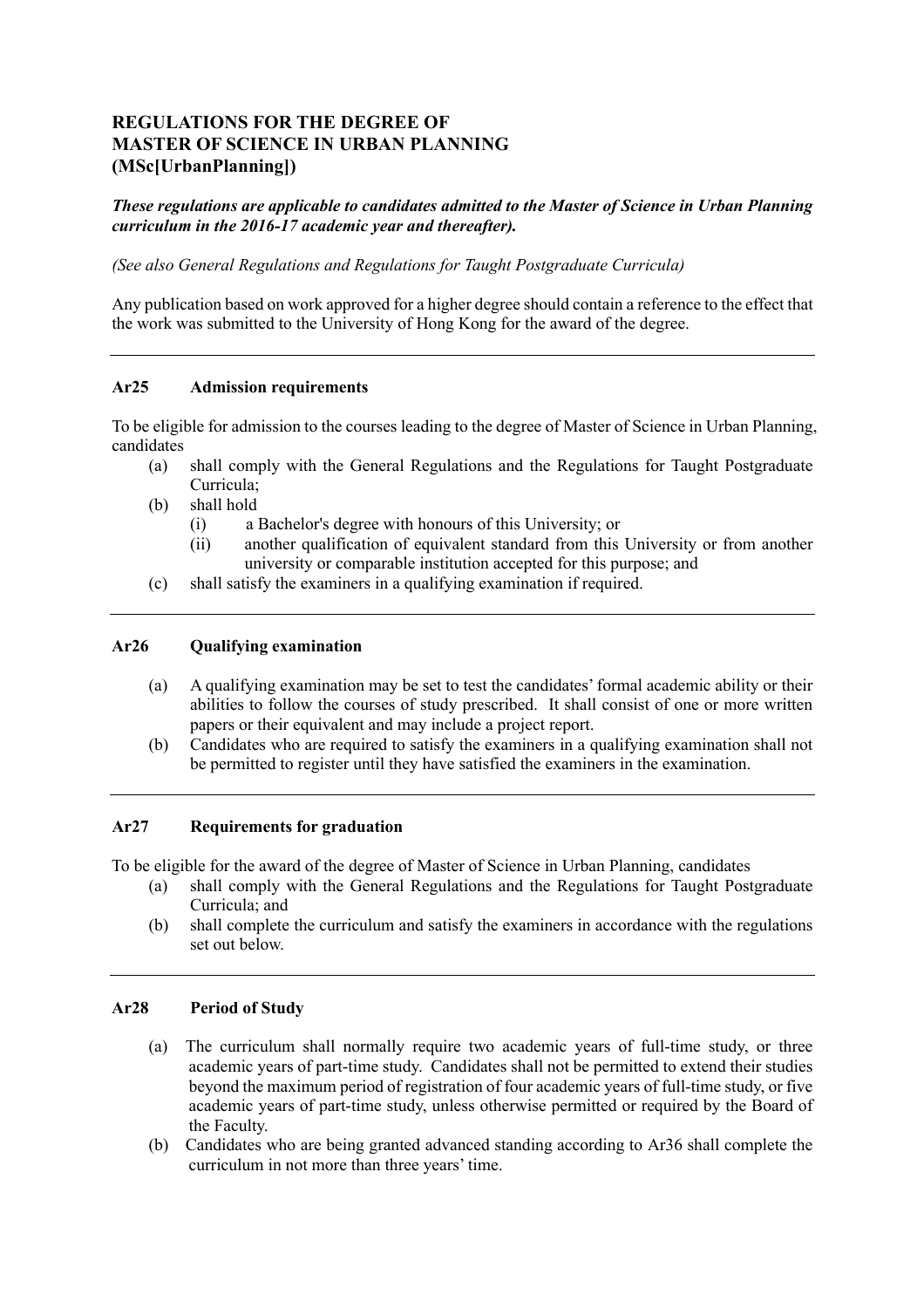# REGULATIONS FOR THE DEGREE OF MASTER OF SCIENCE IN URBAN PLANNING (MSc[UrbanPlanning])

***These regulations are applicable to candidates admitted to the Master of Science in Urban Planning curriculum in the 2016-17 academic year and thereafter).***

*(See also General Regulations and Regulations for Taught Postgraduate Curricula)*

Any publication based on work approved for a higher degree should contain a reference to the effect that the work was submitted to the University of Hong Kong for the award of the degree.

---

### Ar25 Admission requirements

To be eligible for admission to the courses leading to the degree of Master of Science in Urban Planning, candidates

(a) shall comply with the General Regulations and the Regulations for Taught Postgraduate Curricula;

(b) shall hold
   (i) a Bachelor's degree with honours of this University; or
   (ii) another qualification of equivalent standard from this University or from another university or comparable institution accepted for this purpose; and

(c) shall satisfy the examiners in a qualifying examination if required.

---

### Ar26 Qualifying examination

(a) A qualifying examination may be set to test the candidates' formal academic ability or their abilities to follow the courses of study prescribed. It shall consist of one or more written papers or their equivalent and may include a project report.

(b) Candidates who are required to satisfy the examiners in a qualifying examination shall not be permitted to register until they have satisfied the examiners in the examination.

---

### Ar27 Requirements for graduation

To be eligible for the award of the degree of Master of Science in Urban Planning, candidates

(a) shall comply with the General Regulations and the Regulations for Taught Postgraduate Curricula; and

(b) shall complete the curriculum and satisfy the examiners in accordance with the regulations set out below.

---

### Ar28 Period of Study

(a) The curriculum shall normally require two academic years of full-time study, or three academic years of part-time study. Candidates shall not be permitted to extend their studies beyond the maximum period of registration of four academic years of full-time study, or five academic years of part-time study, unless otherwise permitted or required by the Board of the Faculty.

(b) Candidates who are being granted advanced standing according to Ar36 shall complete the curriculum in not more than three years' time.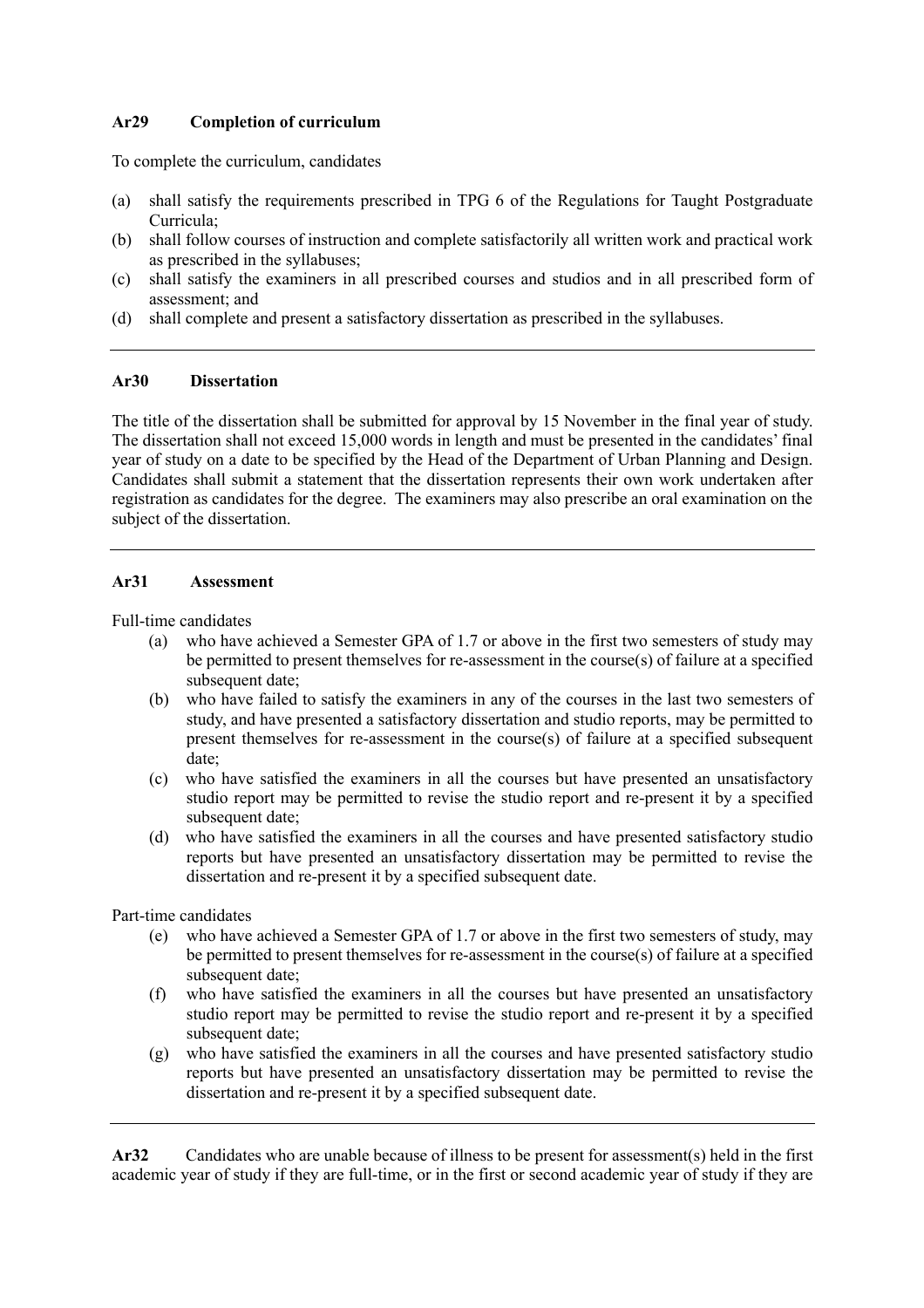**Ar29 Completion of curriculum**

To complete the curriculum, candidates

(a) shall satisfy the requirements prescribed in TPG 6 of the Regulations for Taught Postgraduate Curricula;
(b) shall follow courses of instruction and complete satisfactorily all written work and practical work as prescribed in the syllabuses;
(c) shall satisfy the examiners in all prescribed courses and studios and in all prescribed form of assessment; and
(d) shall complete and present a satisfactory dissertation as prescribed in the syllabuses.

---

**Ar30 Dissertation**

The title of the dissertation shall be submitted for approval by 15 November in the final year of study. The dissertation shall not exceed 15,000 words in length and must be presented in the candidates' final year of study on a date to be specified by the Head of the Department of Urban Planning and Design. Candidates shall submit a statement that the dissertation represents their own work undertaken after registration as candidates for the degree. The examiners may also prescribe an oral examination on the subject of the dissertation.

---

**Ar31 Assessment**

Full-time candidates

(a) who have achieved a Semester GPA of 1.7 or above in the first two semesters of study may be permitted to present themselves for re-assessment in the course(s) of failure at a specified subsequent date;
(b) who have failed to satisfy the examiners in any of the courses in the last two semesters of study, and have presented a satisfactory dissertation and studio reports, may be permitted to present themselves for re-assessment in the course(s) of failure at a specified subsequent date;
(c) who have satisfied the examiners in all the courses but have presented an unsatisfactory studio report may be permitted to revise the studio report and re-present it by a specified subsequent date;
(d) who have satisfied the examiners in all the courses and have presented satisfactory studio reports but have presented an unsatisfactory dissertation may be permitted to revise the dissertation and re-present it by a specified subsequent date.

Part-time candidates

(e) who have achieved a Semester GPA of 1.7 or above in the first two semesters of study, may be permitted to present themselves for re-assessment in the course(s) of failure at a specified subsequent date;
(f) who have satisfied the examiners in all the courses but have presented an unsatisfactory studio report may be permitted to revise the studio report and re-present it by a specified subsequent date;
(g) who have satisfied the examiners in all the courses and have presented satisfactory studio reports but have presented an unsatisfactory dissertation may be permitted to revise the dissertation and re-present it by a specified subsequent date.

---

**Ar32** Candidates who are unable because of illness to be present for assessment(s) held in the first academic year of study if they are full-time, or in the first or second academic year of study if they are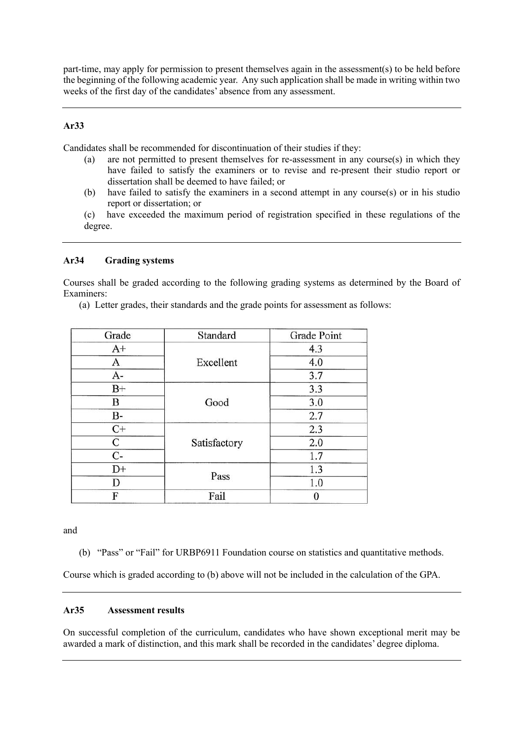part-time, may apply for permission to present themselves again in the assessment(s) to be held before the beginning of the following academic year. Any such application shall be made in writing within two weeks of the first day of the candidates' absence from any assessment.

---

### Ar33

Candidates shall be recommended for discontinuation of their studies if they:

(a) are not permitted to present themselves for re-assessment in any course(s) in which they have failed to satisfy the examiners or to revise and re-present their studio report or dissertation shall be deemed to have failed; or

(b) have failed to satisfy the examiners in a second attempt in any course(s) or in his studio report or dissertation; or

(c) have exceeded the maximum period of registration specified in these regulations of the degree.

---

### Ar34 Grading systems

Courses shall be graded according to the following grading systems as determined by the Board of Examiners:

(a) Letter grades, their standards and the grade points for assessment as follows:

| Grade | Standard | Grade Point |
|---|---|---|
| A+ | Excellent | 4.3 |
| A | | 4.0 |
| A- | | 3.7 |
| B+ | Good | 3.3 |
| B | | 3.0 |
| B- | | 2.7 |
| C+ | Satisfactory | 2.3 |
| C | | 2.0 |
| C- | | 1.7 |
| D+ | Pass | 1.3 |
| D | | 1.0 |
| F | Fail | 0 |

and

(b) "Pass" or "Fail" for URBP6911 Foundation course on statistics and quantitative methods.

Course which is graded according to (b) above will not be included in the calculation of the GPA.

---

### Ar35 Assessment results

On successful completion of the curriculum, candidates who have shown exceptional merit may be awarded a mark of distinction, and this mark shall be recorded in the candidates' degree diploma.

---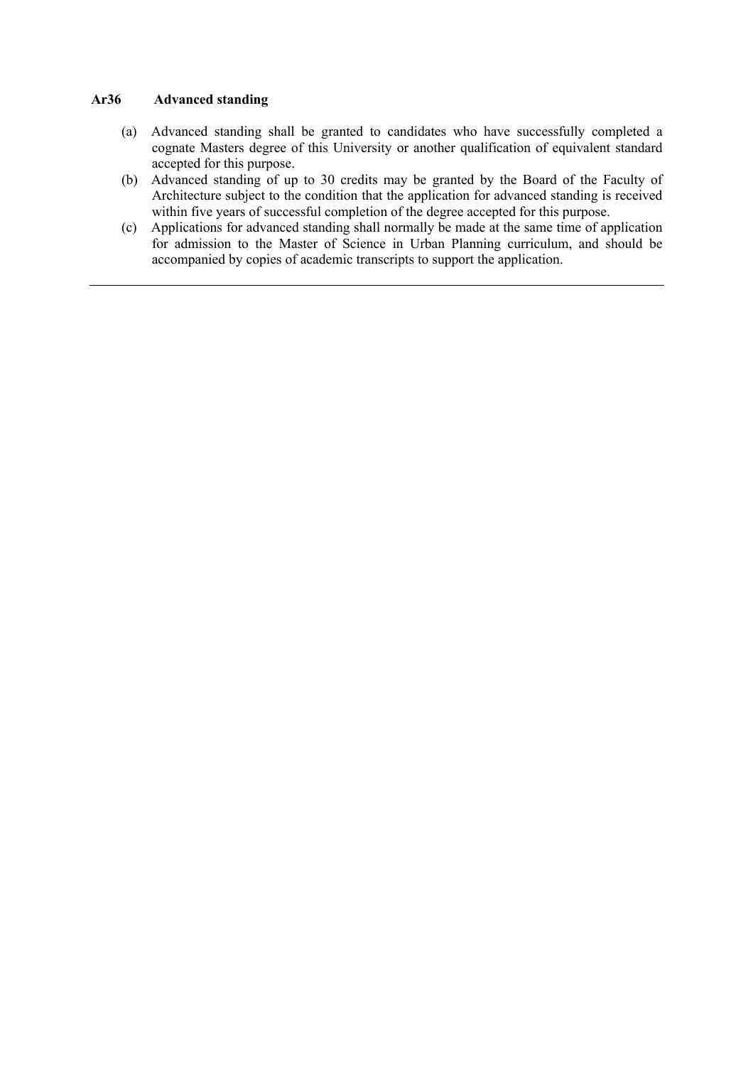**Ar36 Advanced standing**

(a) Advanced standing shall be granted to candidates who have successfully completed a cognate Masters degree of this University or another qualification of equivalent standard accepted for this purpose.

(b) Advanced standing of up to 30 credits may be granted by the Board of the Faculty of Architecture subject to the condition that the application for advanced standing is received within five years of successful completion of the degree accepted for this purpose.

(c) Applications for advanced standing shall normally be made at the same time of application for admission to the Master of Science in Urban Planning curriculum, and should be accompanied by copies of academic transcripts to support the application.

---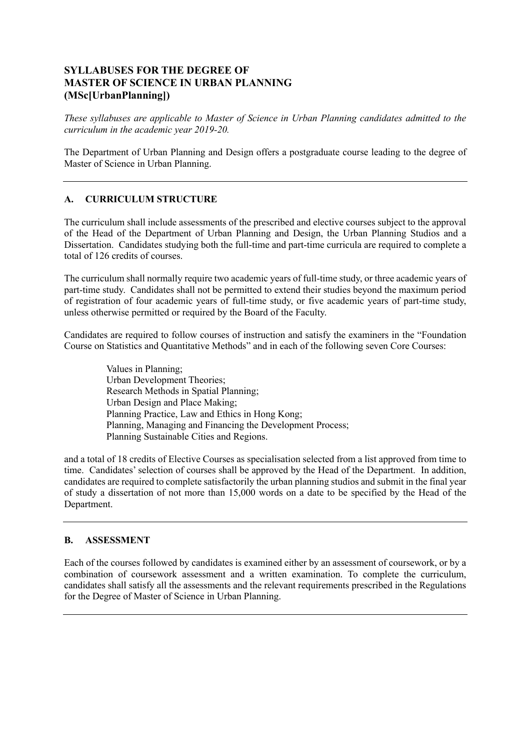# SYLLABUSES FOR THE DEGREE OF MASTER OF SCIENCE IN URBAN PLANNING (MSc[UrbanPlanning])

*These syllabuses are applicable to Master of Science in Urban Planning candidates admitted to the curriculum in the academic year 2019-20.*

The Department of Urban Planning and Design offers a postgraduate course leading to the degree of Master of Science in Urban Planning.

---

## A. CURRICULUM STRUCTURE

The curriculum shall include assessments of the prescribed and elective courses subject to the approval of the Head of the Department of Urban Planning and Design, the Urban Planning Studios and a Dissertation. Candidates studying both the full-time and part-time curricula are required to complete a total of 126 credits of courses.

The curriculum shall normally require two academic years of full-time study, or three academic years of part-time study. Candidates shall not be permitted to extend their studies beyond the maximum period of registration of four academic years of full-time study, or five academic years of part-time study, unless otherwise permitted or required by the Board of the Faculty.

Candidates are required to follow courses of instruction and satisfy the examiners in the "Foundation Course on Statistics and Quantitative Methods" and in each of the following seven Core Courses:

- Values in Planning;
- Urban Development Theories;
- Research Methods in Spatial Planning;
- Urban Design and Place Making;
- Planning Practice, Law and Ethics in Hong Kong;
- Planning, Managing and Financing the Development Process;
- Planning Sustainable Cities and Regions.

and a total of 18 credits of Elective Courses as specialisation selected from a list approved from time to time. Candidates' selection of courses shall be approved by the Head of the Department. In addition, candidates are required to complete satisfactorily the urban planning studios and submit in the final year of study a dissertation of not more than 15,000 words on a date to be specified by the Head of the Department.

---

## B. ASSESSMENT

Each of the courses followed by candidates is examined either by an assessment of coursework, or by a combination of coursework assessment and a written examination. To complete the curriculum, candidates shall satisfy all the assessments and the relevant requirements prescribed in the Regulations for the Degree of Master of Science in Urban Planning.

---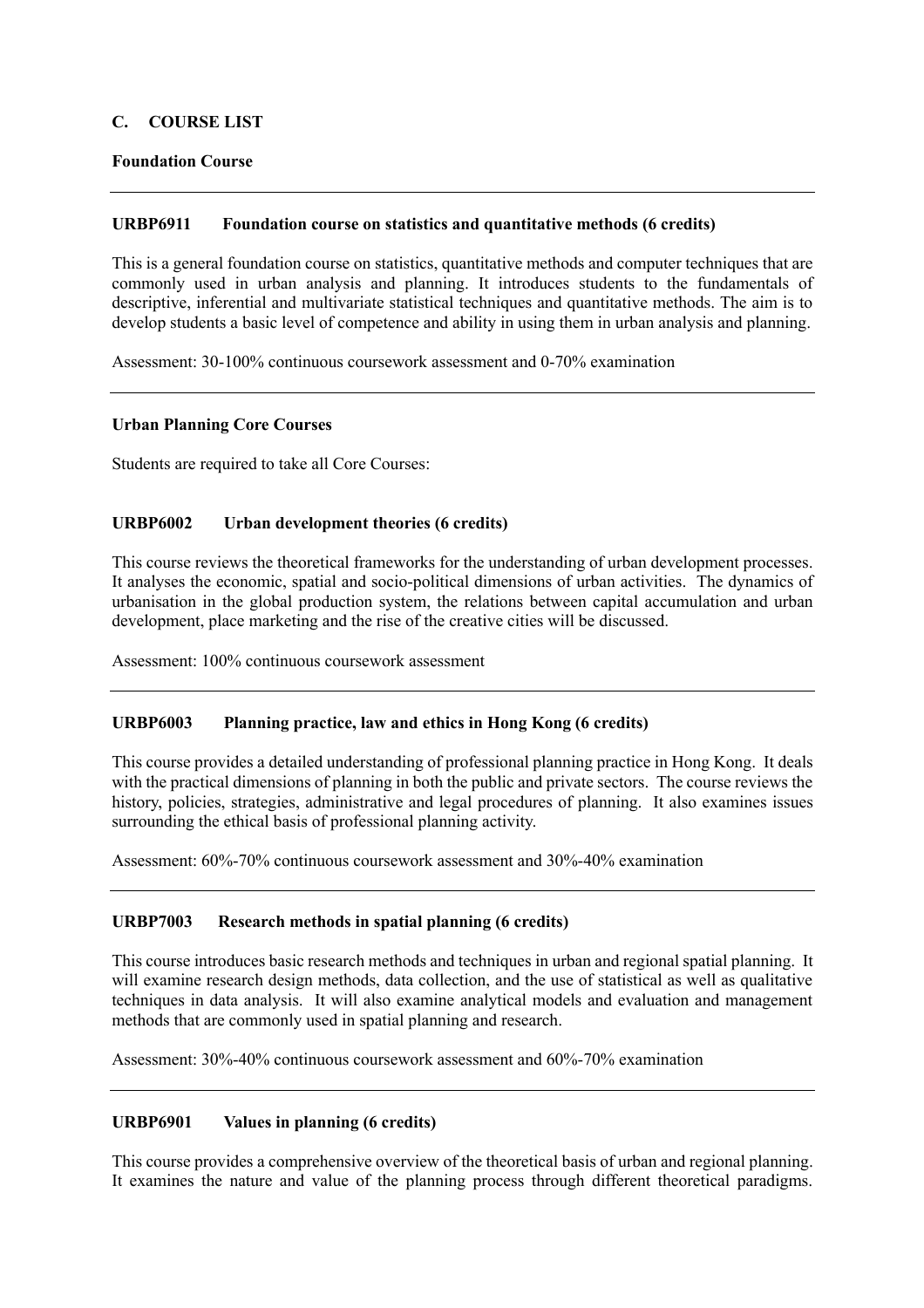## C. COURSE LIST

### Foundation Course

---

#### URBP6911 Foundation course on statistics and quantitative methods (6 credits)

This is a general foundation course on statistics, quantitative methods and computer techniques that are commonly used in urban analysis and planning. It introduces students to the fundamentals of descriptive, inferential and multivariate statistical techniques and quantitative methods. The aim is to develop students a basic level of competence and ability in using them in urban analysis and planning.

Assessment: 30-100% continuous coursework assessment and 0-70% examination

---

### Urban Planning Core Courses

Students are required to take all Core Courses:

#### URBP6002 Urban development theories (6 credits)

This course reviews the theoretical frameworks for the understanding of urban development processes. It analyses the economic, spatial and socio-political dimensions of urban activities. The dynamics of urbanisation in the global production system, the relations between capital accumulation and urban development, place marketing and the rise of the creative cities will be discussed.

Assessment: 100% continuous coursework assessment

---

#### URBP6003 Planning practice, law and ethics in Hong Kong (6 credits)

This course provides a detailed understanding of professional planning practice in Hong Kong. It deals with the practical dimensions of planning in both the public and private sectors. The course reviews the history, policies, strategies, administrative and legal procedures of planning. It also examines issues surrounding the ethical basis of professional planning activity.

Assessment: 60%-70% continuous coursework assessment and 30%-40% examination

---

#### URBP7003 Research methods in spatial planning (6 credits)

This course introduces basic research methods and techniques in urban and regional spatial planning. It will examine research design methods, data collection, and the use of statistical as well as qualitative techniques in data analysis. It will also examine analytical models and evaluation and management methods that are commonly used in spatial planning and research.

Assessment: 30%-40% continuous coursework assessment and 60%-70% examination

---

#### URBP6901 Values in planning (6 credits)

This course provides a comprehensive overview of the theoretical basis of urban and regional planning. It examines the nature and value of the planning process through different theoretical paradigms.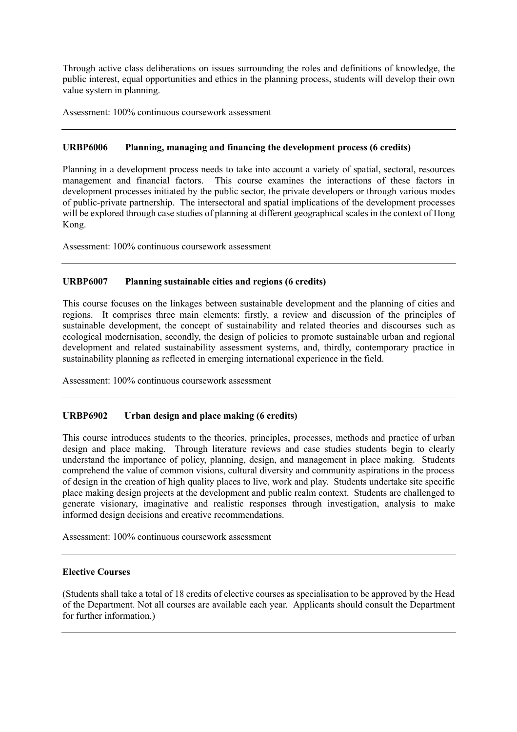Through active class deliberations on issues surrounding the roles and definitions of knowledge, the public interest, equal opportunities and ethics in the planning process, students will develop their own value system in planning.

Assessment: 100% continuous coursework assessment

---

**URBP6006 Planning, managing and financing the development process (6 credits)**

Planning in a development process needs to take into account a variety of spatial, sectoral, resources management and financial factors. This course examines the interactions of these factors in development processes initiated by the public sector, the private developers or through various modes of public-private partnership. The intersectoral and spatial implications of the development processes will be explored through case studies of planning at different geographical scales in the context of Hong Kong.

Assessment: 100% continuous coursework assessment

---

**URBP6007 Planning sustainable cities and regions (6 credits)**

This course focuses on the linkages between sustainable development and the planning of cities and regions. It comprises three main elements: firstly, a review and discussion of the principles of sustainable development, the concept of sustainability and related theories and discourses such as ecological modernisation, secondly, the design of policies to promote sustainable urban and regional development and related sustainability assessment systems, and, thirdly, contemporary practice in sustainability planning as reflected in emerging international experience in the field.

Assessment: 100% continuous coursework assessment

---

**URBP6902 Urban design and place making (6 credits)**

This course introduces students to the theories, principles, processes, methods and practice of urban design and place making. Through literature reviews and case studies students begin to clearly understand the importance of policy, planning, design, and management in place making. Students comprehend the value of common visions, cultural diversity and community aspirations in the process of design in the creation of high quality places to live, work and play. Students undertake site specific place making design projects at the development and public realm context. Students are challenged to generate visionary, imaginative and realistic responses through investigation, analysis to make informed design decisions and creative recommendations.

Assessment: 100% continuous coursework assessment

---

**Elective Courses**

(Students shall take a total of 18 credits of elective courses as specialisation to be approved by the Head of the Department. Not all courses are available each year. Applicants should consult the Department for further information.)

---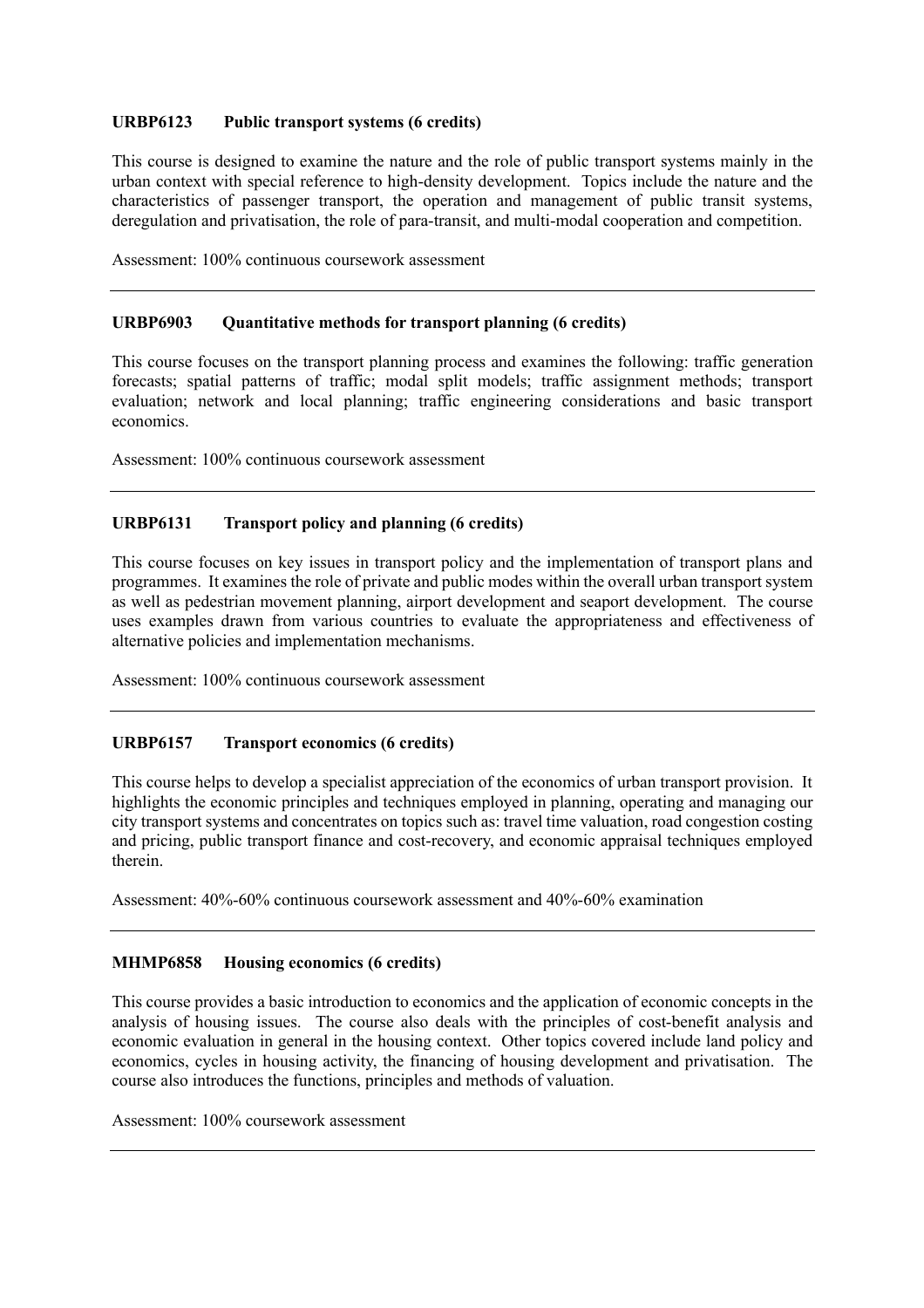**URBP6123 Public transport systems (6 credits)**

This course is designed to examine the nature and the role of public transport systems mainly in the urban context with special reference to high-density development. Topics include the nature and the characteristics of passenger transport, the operation and management of public transit systems, deregulation and privatisation, the role of para-transit, and multi-modal cooperation and competition.

Assessment: 100% continuous coursework assessment

---

**URBP6903 Quantitative methods for transport planning (6 credits)**

This course focuses on the transport planning process and examines the following: traffic generation forecasts; spatial patterns of traffic; modal split models; traffic assignment methods; transport evaluation; network and local planning; traffic engineering considerations and basic transport economics.

Assessment: 100% continuous coursework assessment

---

**URBP6131 Transport policy and planning (6 credits)**

This course focuses on key issues in transport policy and the implementation of transport plans and programmes. It examines the role of private and public modes within the overall urban transport system as well as pedestrian movement planning, airport development and seaport development. The course uses examples drawn from various countries to evaluate the appropriateness and effectiveness of alternative policies and implementation mechanisms.

Assessment: 100% continuous coursework assessment

---

**URBP6157 Transport economics (6 credits)**

This course helps to develop a specialist appreciation of the economics of urban transport provision. It highlights the economic principles and techniques employed in planning, operating and managing our city transport systems and concentrates on topics such as: travel time valuation, road congestion costing and pricing, public transport finance and cost-recovery, and economic appraisal techniques employed therein.

Assessment: 40%-60% continuous coursework assessment and 40%-60% examination

---

**MHMP6858 Housing economics (6 credits)**

This course provides a basic introduction to economics and the application of economic concepts in the analysis of housing issues. The course also deals with the principles of cost-benefit analysis and economic evaluation in general in the housing context. Other topics covered include land policy and economics, cycles in housing activity, the financing of housing development and privatisation. The course also introduces the functions, principles and methods of valuation.

Assessment: 100% coursework assessment

---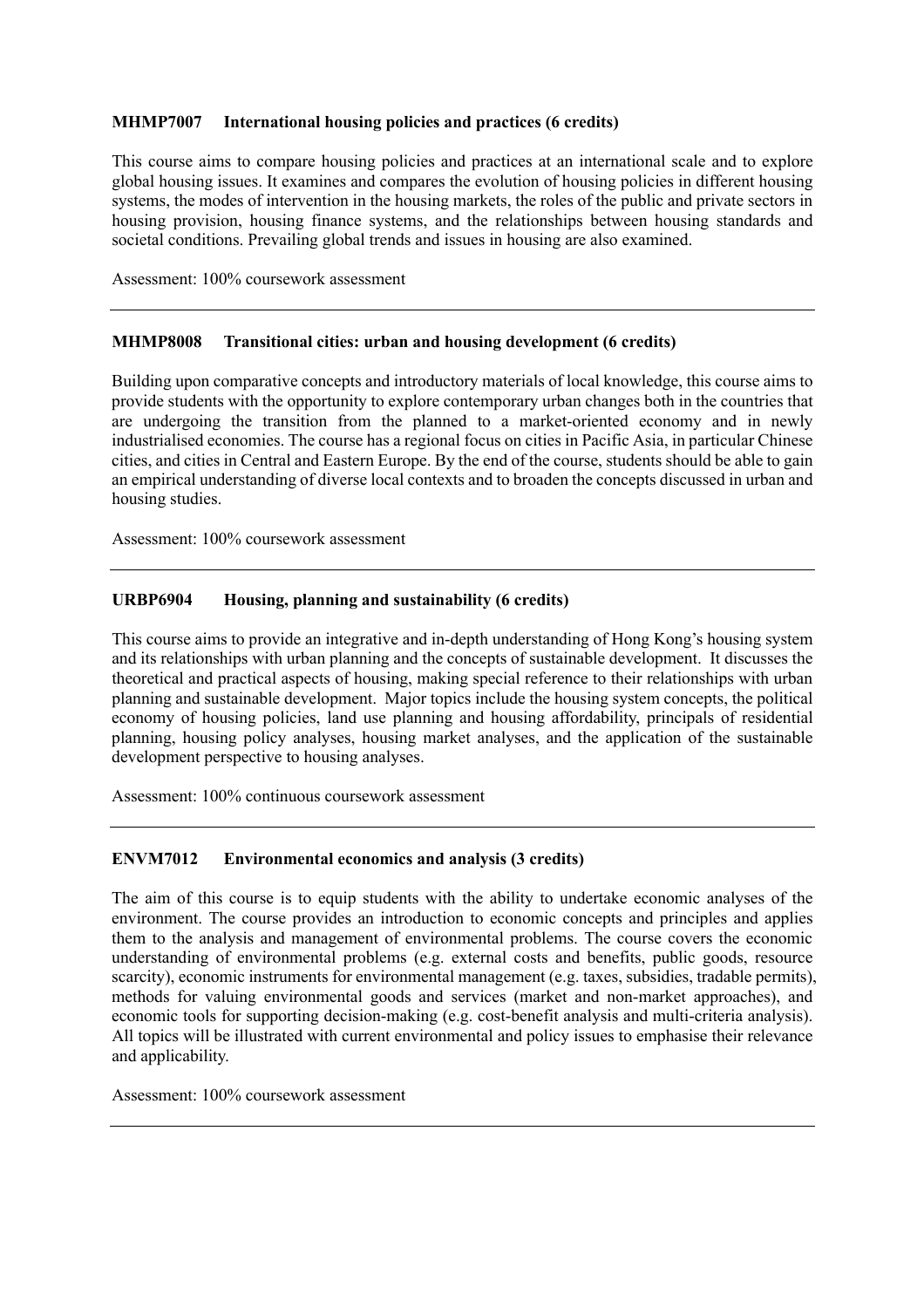**MHMP7007 International housing policies and practices (6 credits)**

This course aims to compare housing policies and practices at an international scale and to explore global housing issues. It examines and compares the evolution of housing policies in different housing systems, the modes of intervention in the housing markets, the roles of the public and private sectors in housing provision, housing finance systems, and the relationships between housing standards and societal conditions. Prevailing global trends and issues in housing are also examined.

Assessment: 100% coursework assessment

---

**MHMP8008 Transitional cities: urban and housing development (6 credits)**

Building upon comparative concepts and introductory materials of local knowledge, this course aims to provide students with the opportunity to explore contemporary urban changes both in the countries that are undergoing the transition from the planned to a market-oriented economy and in newly industrialised economies. The course has a regional focus on cities in Pacific Asia, in particular Chinese cities, and cities in Central and Eastern Europe. By the end of the course, students should be able to gain an empirical understanding of diverse local contexts and to broaden the concepts discussed in urban and housing studies.

Assessment: 100% coursework assessment

---

**URBP6904 Housing, planning and sustainability (6 credits)**

This course aims to provide an integrative and in-depth understanding of Hong Kong's housing system and its relationships with urban planning and the concepts of sustainable development. It discusses the theoretical and practical aspects of housing, making special reference to their relationships with urban planning and sustainable development. Major topics include the housing system concepts, the political economy of housing policies, land use planning and housing affordability, principals of residential planning, housing policy analyses, housing market analyses, and the application of the sustainable development perspective to housing analyses.

Assessment: 100% continuous coursework assessment

---

**ENVM7012 Environmental economics and analysis (3 credits)**

The aim of this course is to equip students with the ability to undertake economic analyses of the environment. The course provides an introduction to economic concepts and principles and applies them to the analysis and management of environmental problems. The course covers the economic understanding of environmental problems (e.g. external costs and benefits, public goods, resource scarcity), economic instruments for environmental management (e.g. taxes, subsidies, tradable permits), methods for valuing environmental goods and services (market and non-market approaches), and economic tools for supporting decision-making (e.g. cost-benefit analysis and multi-criteria analysis). All topics will be illustrated with current environmental and policy issues to emphasise their relevance and applicability.

Assessment: 100% coursework assessment

---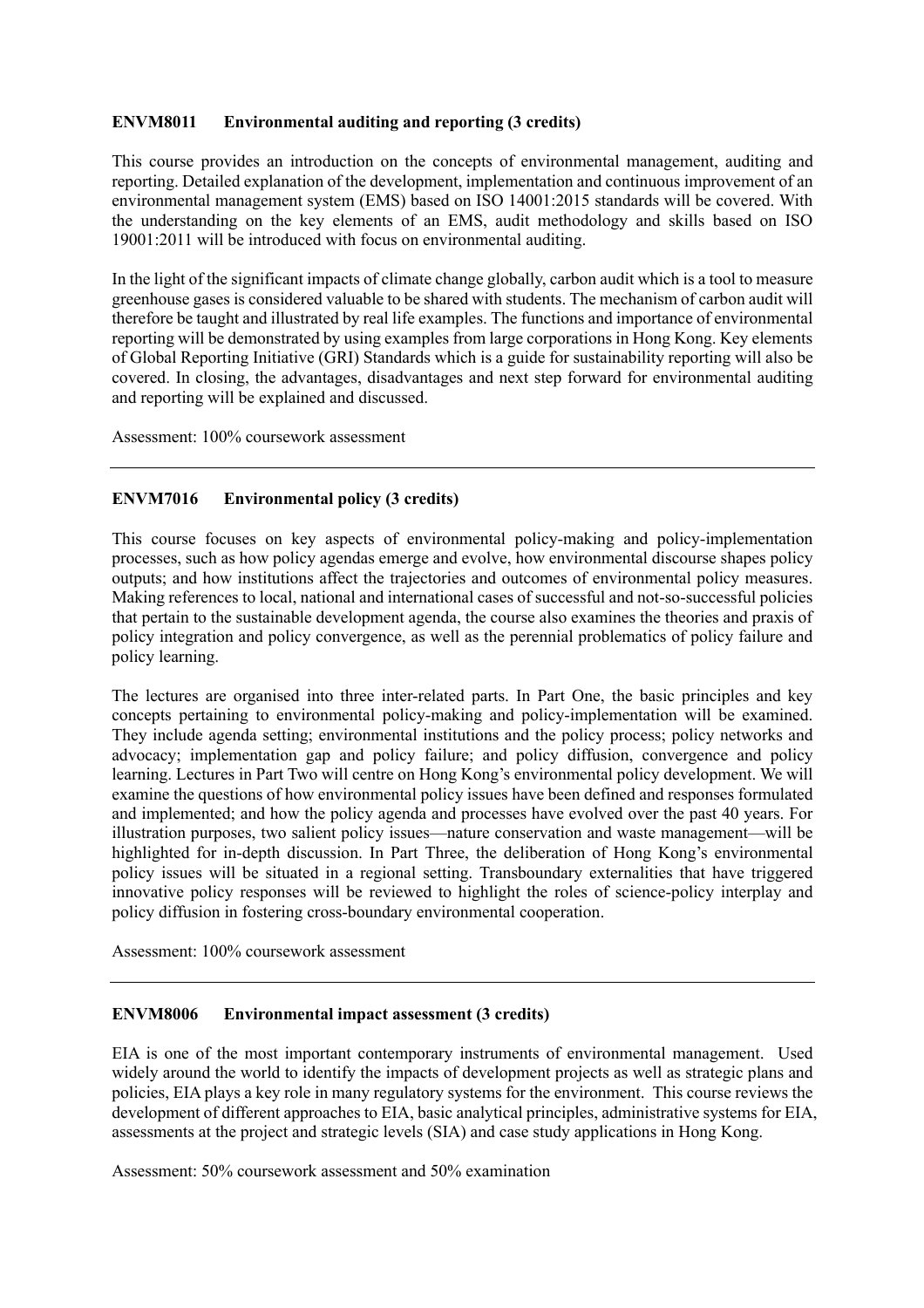### ENVM8011 Environmental auditing and reporting (3 credits)

This course provides an introduction on the concepts of environmental management, auditing and reporting. Detailed explanation of the development, implementation and continuous improvement of an environmental management system (EMS) based on ISO 14001:2015 standards will be covered. With the understanding on the key elements of an EMS, audit methodology and skills based on ISO 19001:2011 will be introduced with focus on environmental auditing.

In the light of the significant impacts of climate change globally, carbon audit which is a tool to measure greenhouse gases is considered valuable to be shared with students. The mechanism of carbon audit will therefore be taught and illustrated by real life examples. The functions and importance of environmental reporting will be demonstrated by using examples from large corporations in Hong Kong. Key elements of Global Reporting Initiative (GRI) Standards which is a guide for sustainability reporting will also be covered. In closing, the advantages, disadvantages and next step forward for environmental auditing and reporting will be explained and discussed.

Assessment: 100% coursework assessment

---

### ENVM7016 Environmental policy (3 credits)

This course focuses on key aspects of environmental policy-making and policy-implementation processes, such as how policy agendas emerge and evolve, how environmental discourse shapes policy outputs; and how institutions affect the trajectories and outcomes of environmental policy measures. Making references to local, national and international cases of successful and not-so-successful policies that pertain to the sustainable development agenda, the course also examines the theories and praxis of policy integration and policy convergence, as well as the perennial problematics of policy failure and policy learning.

The lectures are organised into three inter-related parts. In Part One, the basic principles and key concepts pertaining to environmental policy-making and policy-implementation will be examined. They include agenda setting; environmental institutions and the policy process; policy networks and advocacy; implementation gap and policy failure; and policy diffusion, convergence and policy learning. Lectures in Part Two will centre on Hong Kong's environmental policy development. We will examine the questions of how environmental policy issues have been defined and responses formulated and implemented; and how the policy agenda and processes have evolved over the past 40 years. For illustration purposes, two salient policy issues—nature conservation and waste management—will be highlighted for in-depth discussion. In Part Three, the deliberation of Hong Kong's environmental policy issues will be situated in a regional setting. Transboundary externalities that have triggered innovative policy responses will be reviewed to highlight the roles of science-policy interplay and policy diffusion in fostering cross-boundary environmental cooperation.

Assessment: 100% coursework assessment

---

### ENVM8006 Environmental impact assessment (3 credits)

EIA is one of the most important contemporary instruments of environmental management. Used widely around the world to identify the impacts of development projects as well as strategic plans and policies, EIA plays a key role in many regulatory systems for the environment. This course reviews the development of different approaches to EIA, basic analytical principles, administrative systems for EIA, assessments at the project and strategic levels (SIA) and case study applications in Hong Kong.

Assessment: 50% coursework assessment and 50% examination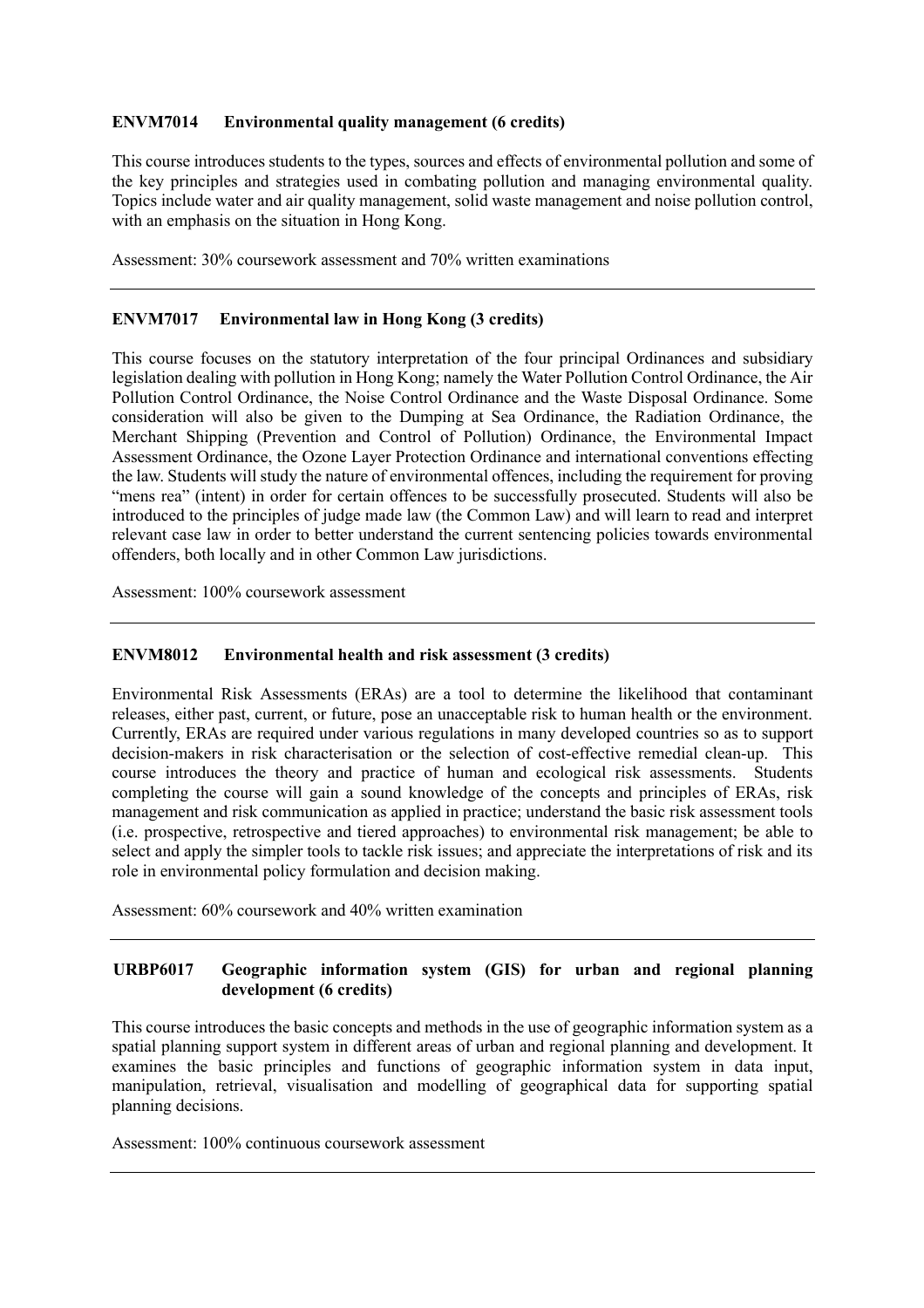**ENVM7014 Environmental quality management (6 credits)**

This course introduces students to the types, sources and effects of environmental pollution and some of the key principles and strategies used in combating pollution and managing environmental quality. Topics include water and air quality management, solid waste management and noise pollution control, with an emphasis on the situation in Hong Kong.

Assessment: 30% coursework assessment and 70% written examinations

---

**ENVM7017 Environmental law in Hong Kong (3 credits)**

This course focuses on the statutory interpretation of the four principal Ordinances and subsidiary legislation dealing with pollution in Hong Kong; namely the Water Pollution Control Ordinance, the Air Pollution Control Ordinance, the Noise Control Ordinance and the Waste Disposal Ordinance. Some consideration will also be given to the Dumping at Sea Ordinance, the Radiation Ordinance, the Merchant Shipping (Prevention and Control of Pollution) Ordinance, the Environmental Impact Assessment Ordinance, the Ozone Layer Protection Ordinance and international conventions effecting the law. Students will study the nature of environmental offences, including the requirement for proving "mens rea" (intent) in order for certain offences to be successfully prosecuted. Students will also be introduced to the principles of judge made law (the Common Law) and will learn to read and interpret relevant case law in order to better understand the current sentencing policies towards environmental offenders, both locally and in other Common Law jurisdictions.

Assessment: 100% coursework assessment

---

**ENVM8012 Environmental health and risk assessment (3 credits)**

Environmental Risk Assessments (ERAs) are a tool to determine the likelihood that contaminant releases, either past, current, or future, pose an unacceptable risk to human health or the environment. Currently, ERAs are required under various regulations in many developed countries so as to support decision-makers in risk characterisation or the selection of cost-effective remedial clean-up. This course introduces the theory and practice of human and ecological risk assessments. Students completing the course will gain a sound knowledge of the concepts and principles of ERAs, risk management and risk communication as applied in practice; understand the basic risk assessment tools (i.e. prospective, retrospective and tiered approaches) to environmental risk management; be able to select and apply the simpler tools to tackle risk issues; and appreciate the interpretations of risk and its role in environmental policy formulation and decision making.

Assessment: 60% coursework and 40% written examination

---

**URBP6017 Geographic information system (GIS) for urban and regional planning development (6 credits)**

This course introduces the basic concepts and methods in the use of geographic information system as a spatial planning support system in different areas of urban and regional planning and development. It examines the basic principles and functions of geographic information system in data input, manipulation, retrieval, visualisation and modelling of geographical data for supporting spatial planning decisions.

Assessment: 100% continuous coursework assessment

---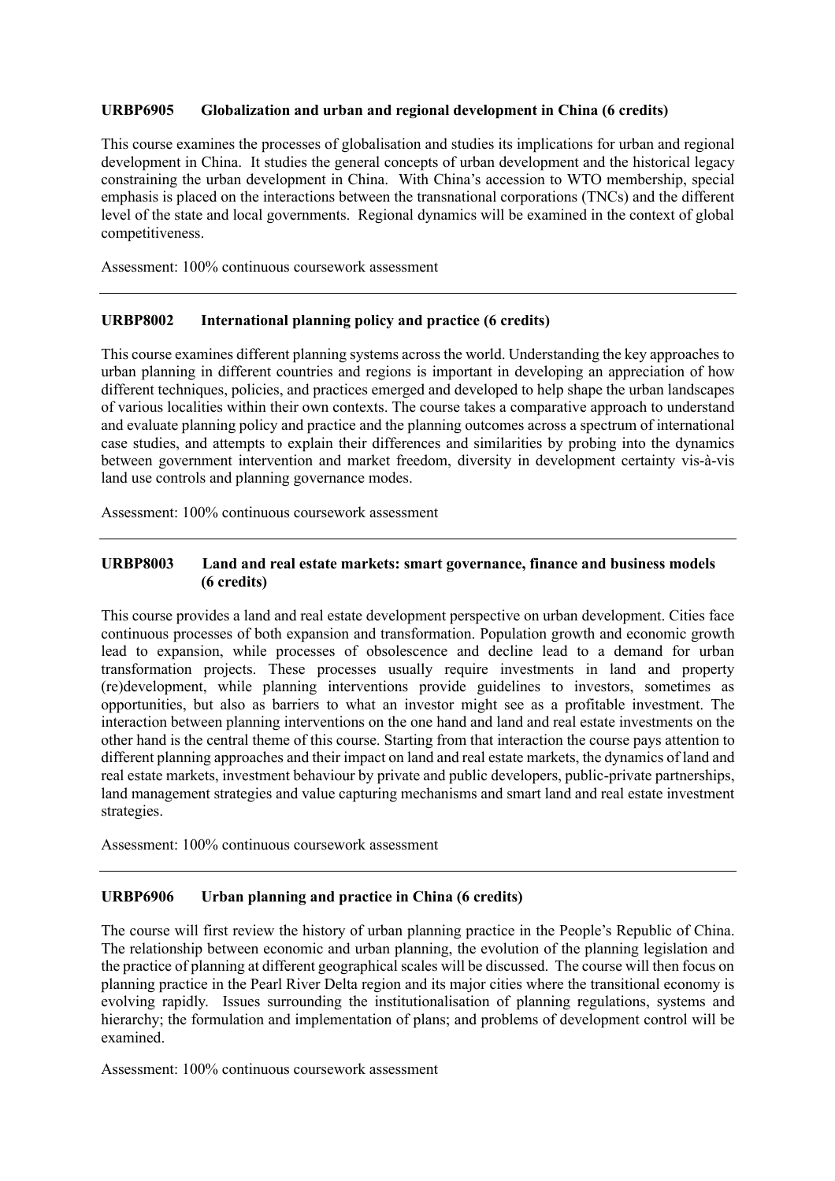**URBP6905 Globalization and urban and regional development in China (6 credits)**

This course examines the processes of globalisation and studies its implications for urban and regional development in China. It studies the general concepts of urban development and the historical legacy constraining the urban development in China. With China's accession to WTO membership, special emphasis is placed on the interactions between the transnational corporations (TNCs) and the different level of the state and local governments. Regional dynamics will be examined in the context of global competitiveness.

Assessment: 100% continuous coursework assessment

---

**URBP8002 International planning policy and practice (6 credits)**

This course examines different planning systems across the world. Understanding the key approaches to urban planning in different countries and regions is important in developing an appreciation of how different techniques, policies, and practices emerged and developed to help shape the urban landscapes of various localities within their own contexts. The course takes a comparative approach to understand and evaluate planning policy and practice and the planning outcomes across a spectrum of international case studies, and attempts to explain their differences and similarities by probing into the dynamics between government intervention and market freedom, diversity in development certainty vis-à-vis land use controls and planning governance modes.

Assessment: 100% continuous coursework assessment

---

**URBP8003 Land and real estate markets: smart governance, finance and business models (6 credits)**

This course provides a land and real estate development perspective on urban development. Cities face continuous processes of both expansion and transformation. Population growth and economic growth lead to expansion, while processes of obsolescence and decline lead to a demand for urban transformation projects. These processes usually require investments in land and property (re)development, while planning interventions provide guidelines to investors, sometimes as opportunities, but also as barriers to what an investor might see as a profitable investment. The interaction between planning interventions on the one hand and land and real estate investments on the other hand is the central theme of this course. Starting from that interaction the course pays attention to different planning approaches and their impact on land and real estate markets, the dynamics of land and real estate markets, investment behaviour by private and public developers, public-private partnerships, land management strategies and value capturing mechanisms and smart land and real estate investment strategies.

Assessment: 100% continuous coursework assessment

---

**URBP6906 Urban planning and practice in China (6 credits)**

The course will first review the history of urban planning practice in the People's Republic of China. The relationship between economic and urban planning, the evolution of the planning legislation and the practice of planning at different geographical scales will be discussed. The course will then focus on planning practice in the Pearl River Delta region and its major cities where the transitional economy is evolving rapidly. Issues surrounding the institutionalisation of planning regulations, systems and hierarchy; the formulation and implementation of plans; and problems of development control will be examined.

Assessment: 100% continuous coursework assessment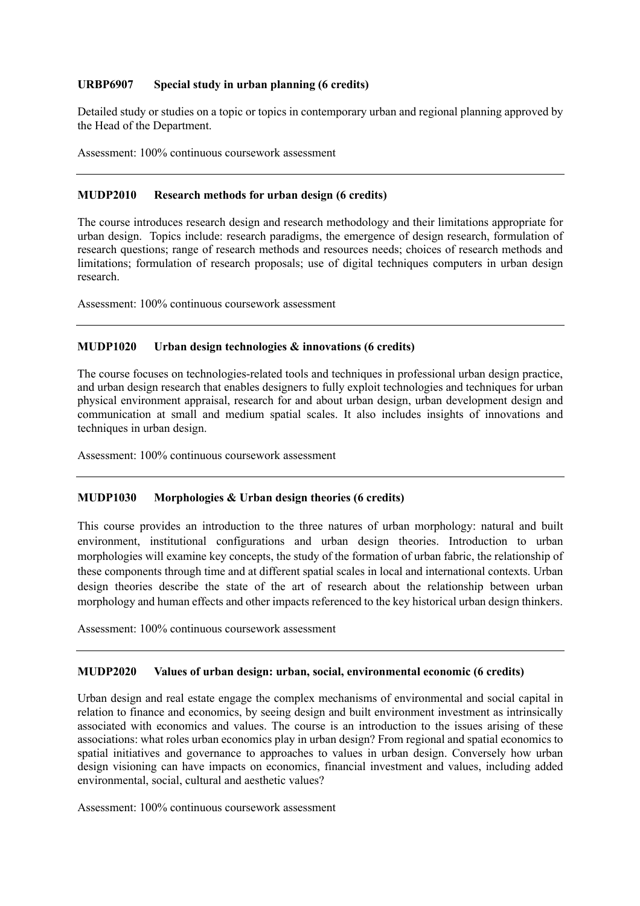**URBP6907 Special study in urban planning (6 credits)**

Detailed study or studies on a topic or topics in contemporary urban and regional planning approved by the Head of the Department.

Assessment: 100% continuous coursework assessment

---

**MUDP2010 Research methods for urban design (6 credits)**

The course introduces research design and research methodology and their limitations appropriate for urban design. Topics include: research paradigms, the emergence of design research, formulation of research questions; range of research methods and resources needs; choices of research methods and limitations; formulation of research proposals; use of digital techniques computers in urban design research.

Assessment: 100% continuous coursework assessment

---

**MUDP1020 Urban design technologies & innovations (6 credits)**

The course focuses on technologies-related tools and techniques in professional urban design practice, and urban design research that enables designers to fully exploit technologies and techniques for urban physical environment appraisal, research for and about urban design, urban development design and communication at small and medium spatial scales. It also includes insights of innovations and techniques in urban design.

Assessment: 100% continuous coursework assessment

---

**MUDP1030 Morphologies & Urban design theories (6 credits)**

This course provides an introduction to the three natures of urban morphology: natural and built environment, institutional configurations and urban design theories. Introduction to urban morphologies will examine key concepts, the study of the formation of urban fabric, the relationship of these components through time and at different spatial scales in local and international contexts. Urban design theories describe the state of the art of research about the relationship between urban morphology and human effects and other impacts referenced to the key historical urban design thinkers.

Assessment: 100% continuous coursework assessment

---

**MUDP2020 Values of urban design: urban, social, environmental economic (6 credits)**

Urban design and real estate engage the complex mechanisms of environmental and social capital in relation to finance and economics, by seeing design and built environment investment as intrinsically associated with economics and values. The course is an introduction to the issues arising of these associations: what roles urban economics play in urban design? From regional and spatial economics to spatial initiatives and governance to approaches to values in urban design. Conversely how urban design visioning can have impacts on economics, financial investment and values, including added environmental, social, cultural and aesthetic values?

Assessment: 100% continuous coursework assessment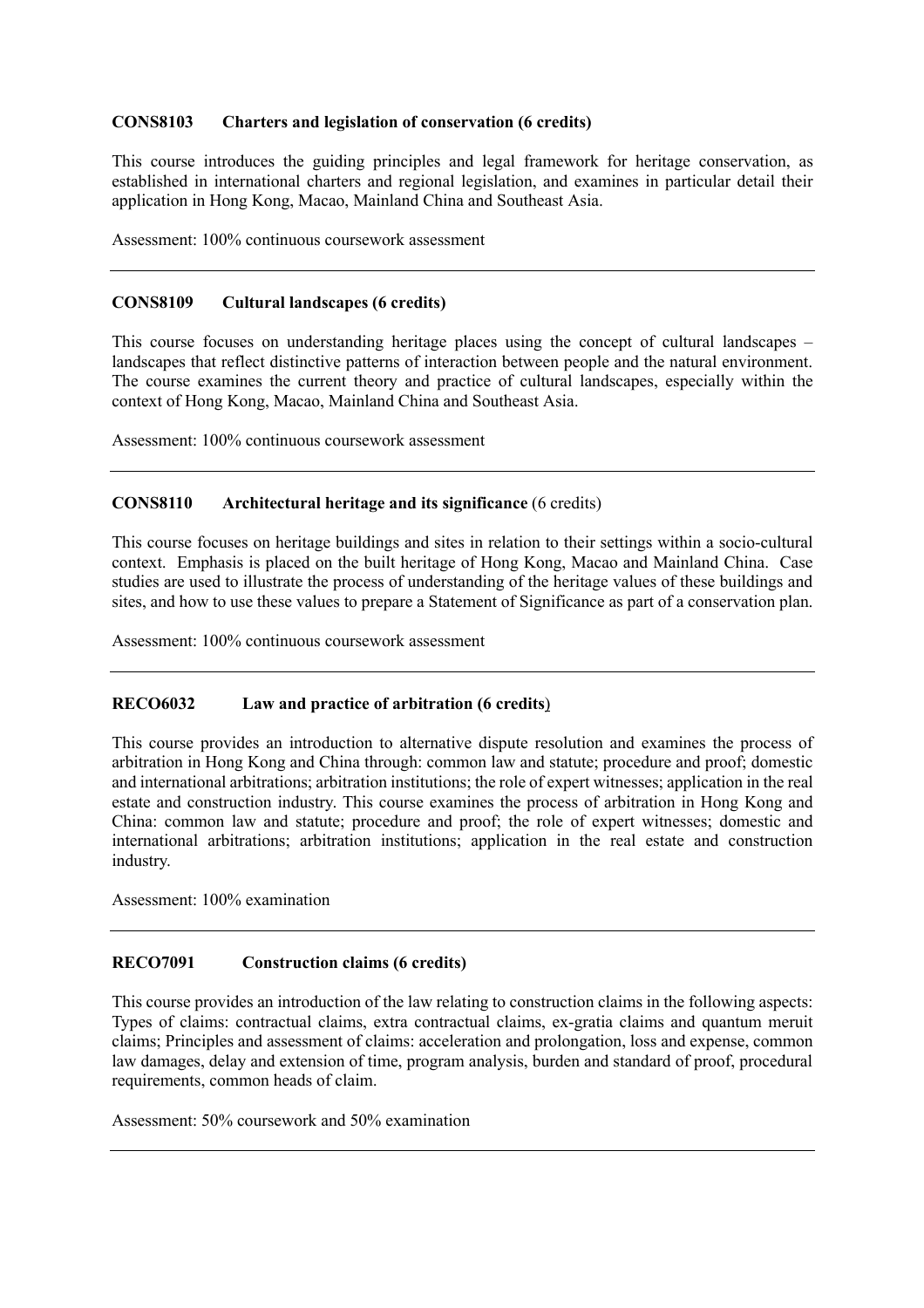**CONS8103 Charters and legislation of conservation (6 credits)**

This course introduces the guiding principles and legal framework for heritage conservation, as established in international charters and regional legislation, and examines in particular detail their application in Hong Kong, Macao, Mainland China and Southeast Asia.

Assessment: 100% continuous coursework assessment

---

**CONS8109 Cultural landscapes (6 credits)**

This course focuses on understanding heritage places using the concept of cultural landscapes – landscapes that reflect distinctive patterns of interaction between people and the natural environment. The course examines the current theory and practice of cultural landscapes, especially within the context of Hong Kong, Macao, Mainland China and Southeast Asia.

Assessment: 100% continuous coursework assessment

---

**CONS8110 Architectural heritage and its significance** (6 credits)

This course focuses on heritage buildings and sites in relation to their settings within a socio-cultural context. Emphasis is placed on the built heritage of Hong Kong, Macao and Mainland China. Case studies are used to illustrate the process of understanding of the heritage values of these buildings and sites, and how to use these values to prepare a Statement of Significance as part of a conservation plan.

Assessment: 100% continuous coursework assessment

---

**RECO6032 Law and practice of arbitration (6 credits)**

This course provides an introduction to alternative dispute resolution and examines the process of arbitration in Hong Kong and China through: common law and statute; procedure and proof; domestic and international arbitrations; arbitration institutions; the role of expert witnesses; application in the real estate and construction industry. This course examines the process of arbitration in Hong Kong and China: common law and statute; procedure and proof; the role of expert witnesses; domestic and international arbitrations; arbitration institutions; application in the real estate and construction industry.

Assessment: 100% examination

---

**RECO7091 Construction claims (6 credits)**

This course provides an introduction of the law relating to construction claims in the following aspects: Types of claims: contractual claims, extra contractual claims, ex-gratia claims and quantum meruit claims; Principles and assessment of claims: acceleration and prolongation, loss and expense, common law damages, delay and extension of time, program analysis, burden and standard of proof, procedural requirements, common heads of claim.

Assessment: 50% coursework and 50% examination

---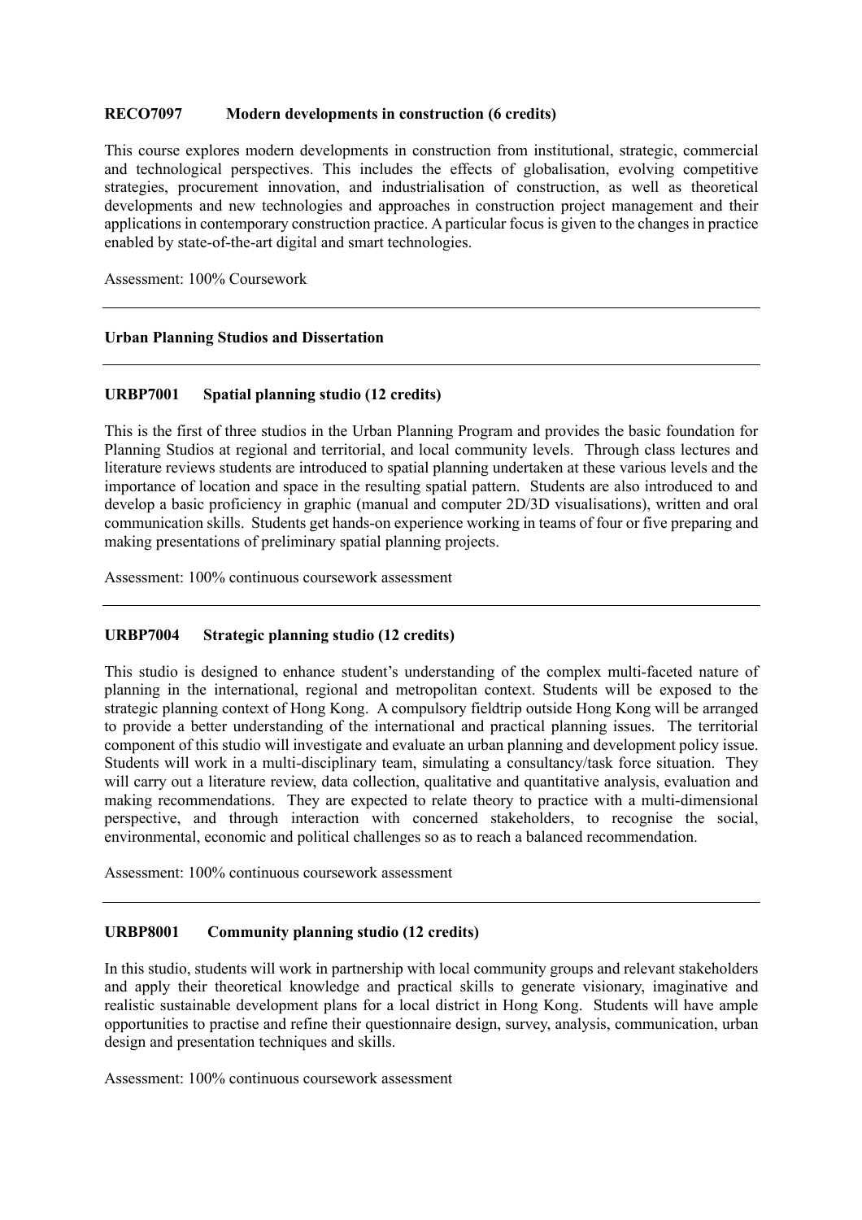**RECO7097 Modern developments in construction (6 credits)**

This course explores modern developments in construction from institutional, strategic, commercial and technological perspectives. This includes the effects of globalisation, evolving competitive strategies, procurement innovation, and industrialisation of construction, as well as theoretical developments and new technologies and approaches in construction project management and their applications in contemporary construction practice. A particular focus is given to the changes in practice enabled by state-of-the-art digital and smart technologies.

Assessment: 100% Coursework

---

**Urban Planning Studios and Dissertation**

---

**URBP7001 Spatial planning studio (12 credits)**

This is the first of three studios in the Urban Planning Program and provides the basic foundation for Planning Studios at regional and territorial, and local community levels. Through class lectures and literature reviews students are introduced to spatial planning undertaken at these various levels and the importance of location and space in the resulting spatial pattern. Students are also introduced to and develop a basic proficiency in graphic (manual and computer 2D/3D visualisations), written and oral communication skills. Students get hands-on experience working in teams of four or five preparing and making presentations of preliminary spatial planning projects.

Assessment: 100% continuous coursework assessment

---

**URBP7004 Strategic planning studio (12 credits)**

This studio is designed to enhance student's understanding of the complex multi-faceted nature of planning in the international, regional and metropolitan context. Students will be exposed to the strategic planning context of Hong Kong. A compulsory fieldtrip outside Hong Kong will be arranged to provide a better understanding of the international and practical planning issues. The territorial component of this studio will investigate and evaluate an urban planning and development policy issue. Students will work in a multi-disciplinary team, simulating a consultancy/task force situation. They will carry out a literature review, data collection, qualitative and quantitative analysis, evaluation and making recommendations. They are expected to relate theory to practice with a multi-dimensional perspective, and through interaction with concerned stakeholders, to recognise the social, environmental, economic and political challenges so as to reach a balanced recommendation.

Assessment: 100% continuous coursework assessment

---

**URBP8001 Community planning studio (12 credits)**

In this studio, students will work in partnership with local community groups and relevant stakeholders and apply their theoretical knowledge and practical skills to generate visionary, imaginative and realistic sustainable development plans for a local district in Hong Kong. Students will have ample opportunities to practise and refine their questionnaire design, survey, analysis, communication, urban design and presentation techniques and skills.

Assessment: 100% continuous coursework assessment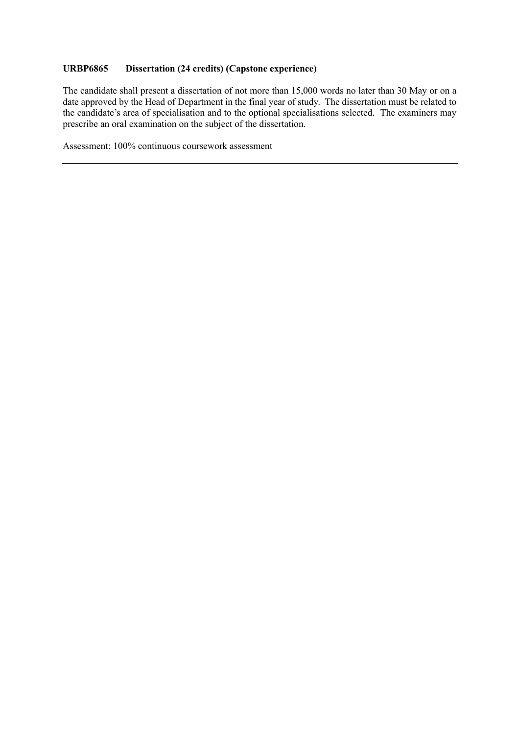**URBP6865 Dissertation (24 credits) (Capstone experience)**

The candidate shall present a dissertation of not more than 15,000 words no later than 30 May or on a date approved by the Head of Department in the final year of study. The dissertation must be related to the candidate's area of specialisation and to the optional specialisations selected. The examiners may prescribe an oral examination on the subject of the dissertation.

Assessment: 100% continuous coursework assessment

---